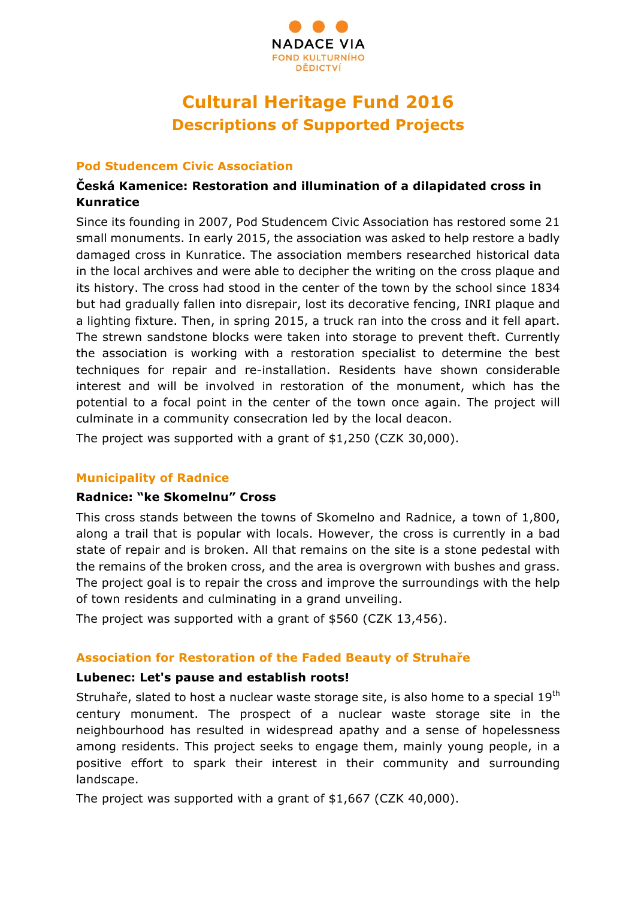NADACE VIA
FOND KULTURNÍHO DĚDICTVÍ

# Cultural Heritage Fund 2016
## Descriptions of Supported Projects

### Pod Studencem Civic Association

**Česká Kamenice: Restoration and illumination of a dilapidated cross in Kunratice**

Since its founding in 2007, Pod Studencem Civic Association has restored some 21 small monuments. In early 2015, the association was asked to help restore a badly damaged cross in Kunratice. The association members researched historical data in the local archives and were able to decipher the writing on the cross plaque and its history. The cross had stood in the center of the town by the school since 1834 but had gradually fallen into disrepair, lost its decorative fencing, INRI plaque and a lighting fixture. Then, in spring 2015, a truck ran into the cross and it fell apart. The strewn sandstone blocks were taken into storage to prevent theft. Currently the association is working with a restoration specialist to determine the best techniques for repair and re-installation. Residents have shown considerable interest and will be involved in restoration of the monument, which has the potential to a focal point in the center of the town once again. The project will culminate in a community consecration led by the local deacon.

The project was supported with a grant of $1,250 (CZK 30,000).

### Municipality of Radnice

**Radnice: "ke Skomelnu" Cross**

This cross stands between the towns of Skomelno and Radnice, a town of 1,800, along a trail that is popular with locals. However, the cross is currently in a bad state of repair and is broken. All that remains on the site is a stone pedestal with the remains of the broken cross, and the area is overgrown with bushes and grass. The project goal is to repair the cross and improve the surroundings with the help of town residents and culminating in a grand unveiling.

The project was supported with a grant of $560 (CZK 13,456).

### Association for Restoration of the Faded Beauty of Struhaře

**Lubenec: Let's pause and establish roots!**

Struhaře, slated to host a nuclear waste storage site, is also home to a special 19th century monument. The prospect of a nuclear waste storage site in the neighbourhood has resulted in widespread apathy and a sense of hopelessness among residents. This project seeks to engage them, mainly young people, in a positive effort to spark their interest in their community and surrounding landscape.

The project was supported with a grant of $1,667 (CZK 40,000).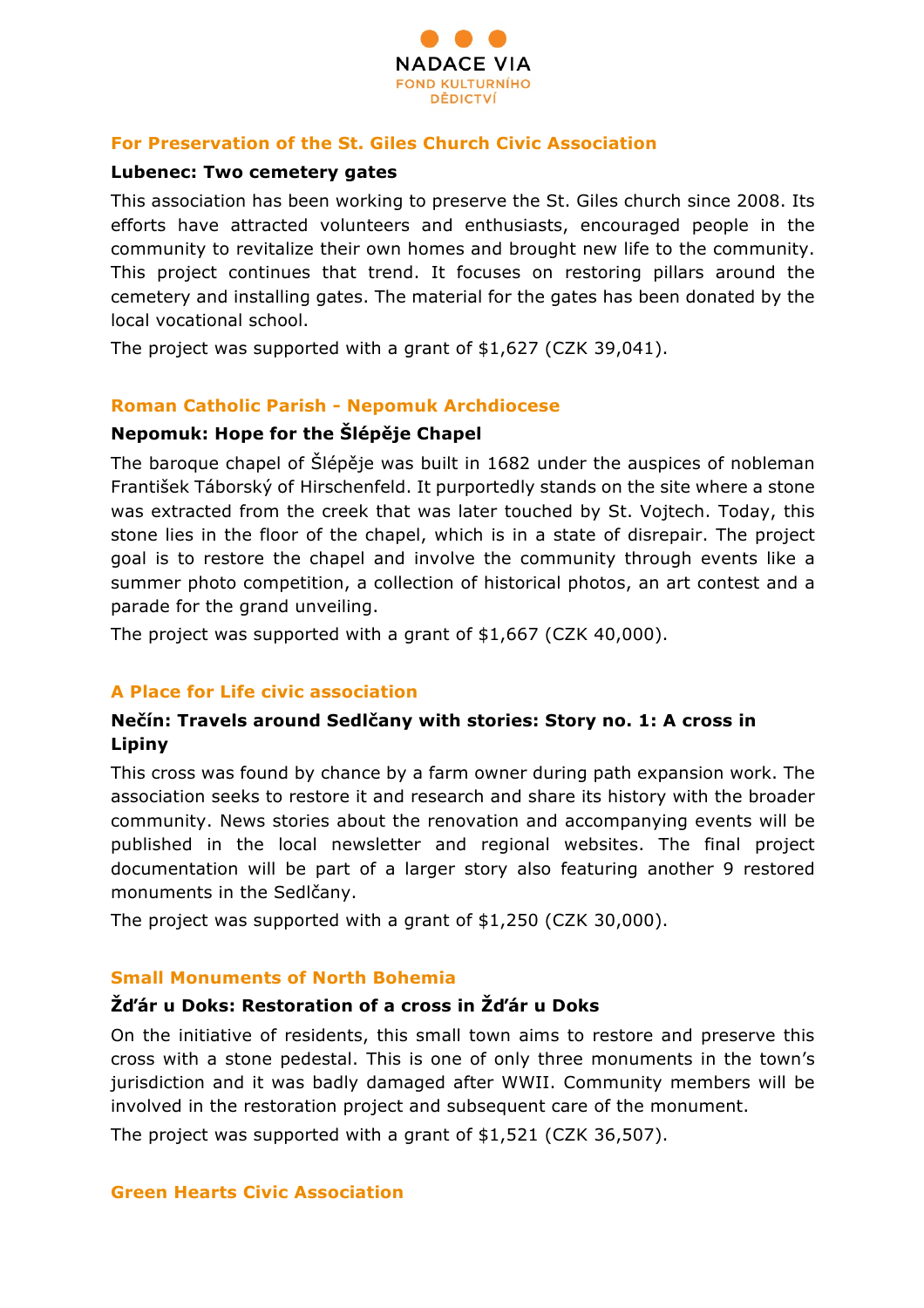## For Preservation of the St. Giles Church Civic Association

### Lubenec: Two cemetery gates

This association has been working to preserve the St. Giles church since 2008. Its efforts have attracted volunteers and enthusiasts, encouraged people in the community to revitalize their own homes and brought new life to the community. This project continues that trend. It focuses on restoring pillars around the cemetery and installing gates. The material for the gates has been donated by the local vocational school.

The project was supported with a grant of $1,627 (CZK 39,041).

## Roman Catholic Parish - Nepomuk Archdiocese

### Nepomuk: Hope for the Šlépěje Chapel

The baroque chapel of Šlépěje was built in 1682 under the auspices of nobleman František Táborský of Hirschenfeld. It purportedly stands on the site where a stone was extracted from the creek that was later touched by St. Vojtech. Today, this stone lies in the floor of the chapel, which is in a state of disrepair. The project goal is to restore the chapel and involve the community through events like a summer photo competition, a collection of historical photos, an art contest and a parade for the grand unveiling.

The project was supported with a grant of $1,667 (CZK 40,000).

## A Place for Life civic association

### Nečín: Travels around Sedlčany with stories: Story no. 1: A cross in Lipiny

This cross was found by chance by a farm owner during path expansion work. The association seeks to restore it and research and share its history with the broader community. News stories about the renovation and accompanying events will be published in the local newsletter and regional websites. The final project documentation will be part of a larger story also featuring another 9 restored monuments in the Sedlčany.

The project was supported with a grant of $1,250 (CZK 30,000).

## Small Monuments of North Bohemia

### Žďár u Doks: Restoration of a cross in Žďár u Doks

On the initiative of residents, this small town aims to restore and preserve this cross with a stone pedestal. This is one of only three monuments in the town's jurisdiction and it was badly damaged after WWII. Community members will be involved in the restoration project and subsequent care of the monument.

The project was supported with a grant of $1,521 (CZK 36,507).

## Green Hearts Civic Association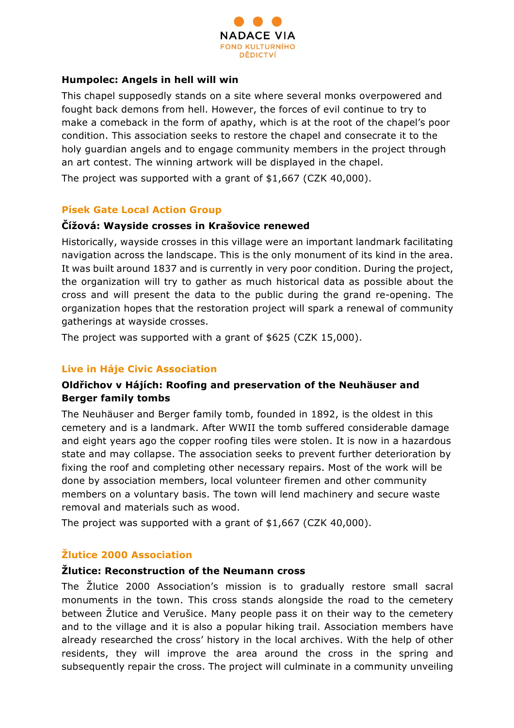**Humpolec: Angels in hell will win**

This chapel supposedly stands on a site where several monks overpowered and fought back demons from hell. However, the forces of evil continue to try to make a comeback in the form of apathy, which is at the root of the chapel's poor condition. This association seeks to restore the chapel and consecrate it to the holy guardian angels and to engage community members in the project through an art contest. The winning artwork will be displayed in the chapel.

The project was supported with a grant of $1,667 (CZK 40,000).

## Písek Gate Local Action Group

**Čížová: Wayside crosses in Krašovice renewed**

Historically, wayside crosses in this village were an important landmark facilitating navigation across the landscape. This is the only monument of its kind in the area. It was built around 1837 and is currently in very poor condition. During the project, the organization will try to gather as much historical data as possible about the cross and will present the data to the public during the grand re-opening. The organization hopes that the restoration project will spark a renewal of community gatherings at wayside crosses.

The project was supported with a grant of $625 (CZK 15,000).

## Live in Háje Civic Association

**Oldřichov v Hájích: Roofing and preservation of the Neuhäuser and Berger family tombs**

The Neuhäuser and Berger family tomb, founded in 1892, is the oldest in this cemetery and is a landmark. After WWII the tomb suffered considerable damage and eight years ago the copper roofing tiles were stolen. It is now in a hazardous state and may collapse. The association seeks to prevent further deterioration by fixing the roof and completing other necessary repairs. Most of the work will be done by association members, local volunteer firemen and other community members on a voluntary basis. The town will lend machinery and secure waste removal and materials such as wood.

The project was supported with a grant of $1,667 (CZK 40,000).

## Žlutice 2000 Association

**Žlutice: Reconstruction of the Neumann cross**

The Žlutice 2000 Association's mission is to gradually restore small sacral monuments in the town. This cross stands alongside the road to the cemetery between Žlutice and Verušice. Many people pass it on their way to the cemetery and to the village and it is also a popular hiking trail. Association members have already researched the cross' history in the local archives. With the help of other residents, they will improve the area around the cross in the spring and subsequently repair the cross. The project will culminate in a community unveiling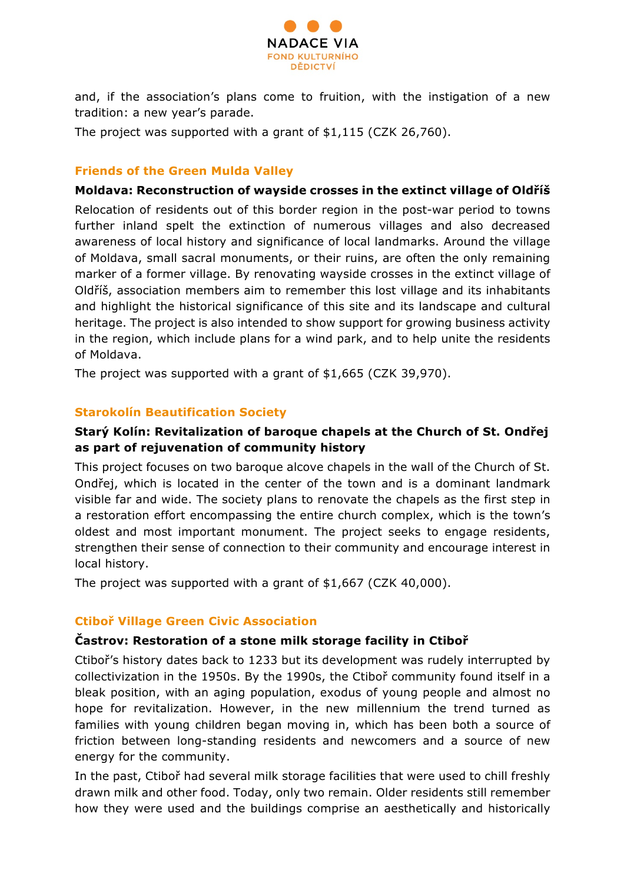and, if the association's plans come to fruition, with the instigation of a new tradition: a new year's parade.

The project was supported with a grant of $1,115 (CZK 26,760).

### Friends of the Green Mulda Valley

**Moldava: Reconstruction of wayside crosses in the extinct village of Oldříš**

Relocation of residents out of this border region in the post-war period to towns further inland spelt the extinction of numerous villages and also decreased awareness of local history and significance of local landmarks. Around the village of Moldava, small sacral monuments, or their ruins, are often the only remaining marker of a former village. By renovating wayside crosses in the extinct village of Oldříš, association members aim to remember this lost village and its inhabitants and highlight the historical significance of this site and its landscape and cultural heritage. The project is also intended to show support for growing business activity in the region, which include plans for a wind park, and to help unite the residents of Moldava.

The project was supported with a grant of $1,665 (CZK 39,970).

### Starokolín Beautification Society

**Starý Kolín: Revitalization of baroque chapels at the Church of St. Ondřej as part of rejuvenation of community history**

This project focuses on two baroque alcove chapels in the wall of the Church of St. Ondřej, which is located in the center of the town and is a dominant landmark visible far and wide. The society plans to renovate the chapels as the first step in a restoration effort encompassing the entire church complex, which is the town's oldest and most important monument. The project seeks to engage residents, strengthen their sense of connection to their community and encourage interest in local history.

The project was supported with a grant of $1,667 (CZK 40,000).

### Ctiboř Village Green Civic Association

**Častrov: Restoration of a stone milk storage facility in Ctiboř**

Ctiboř's history dates back to 1233 but its development was rudely interrupted by collectivization in the 1950s. By the 1990s, the Ctiboř community found itself in a bleak position, with an aging population, exodus of young people and almost no hope for revitalization. However, in the new millennium the trend turned as families with young children began moving in, which has been both a source of friction between long-standing residents and newcomers and a source of new energy for the community.

In the past, Ctiboř had several milk storage facilities that were used to chill freshly drawn milk and other food. Today, only two remain. Older residents still remember how they were used and the buildings comprise an aesthetically and historically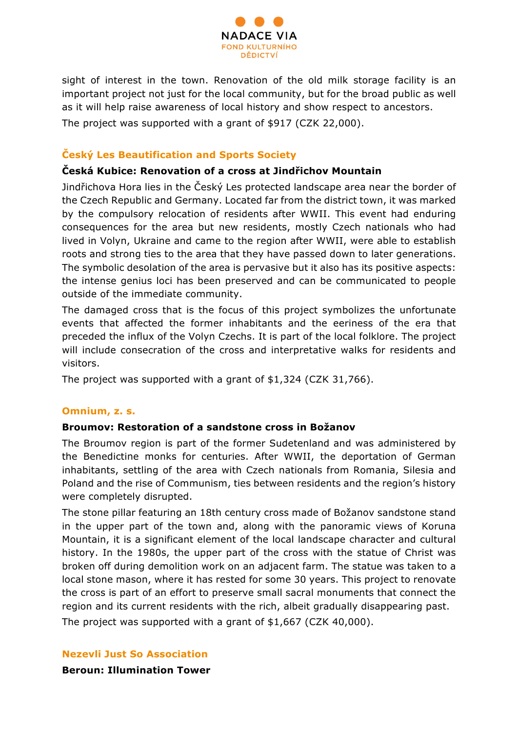sight of interest in the town. Renovation of the old milk storage facility is an important project not just for the local community, but for the broad public as well as it will help raise awareness of local history and show respect to ancestors.

The project was supported with a grant of $917 (CZK 22,000).

## Český Les Beautification and Sports Society

### Česká Kubice: Renovation of a cross at Jindřichov Mountain

Jindřichova Hora lies in the Český Les protected landscape area near the border of the Czech Republic and Germany. Located far from the district town, it was marked by the compulsory relocation of residents after WWII. This event had enduring consequences for the area but new residents, mostly Czech nationals who had lived in Volyn, Ukraine and came to the region after WWII, were able to establish roots and strong ties to the area that they have passed down to later generations. The symbolic desolation of the area is pervasive but it also has its positive aspects: the intense genius loci has been preserved and can be communicated to people outside of the immediate community.

The damaged cross that is the focus of this project symbolizes the unfortunate events that affected the former inhabitants and the eeriness of the era that preceded the influx of the Volyn Czechs. It is part of the local folklore. The project will include consecration of the cross and interpretative walks for residents and visitors.

The project was supported with a grant of $1,324 (CZK 31,766).

## Omnium, z. s.

### Broumov: Restoration of a sandstone cross in Božanov

The Broumov region is part of the former Sudetenland and was administered by the Benedictine monks for centuries. After WWII, the deportation of German inhabitants, settling of the area with Czech nationals from Romania, Silesia and Poland and the rise of Communism, ties between residents and the region's history were completely disrupted.

The stone pillar featuring an 18th century cross made of Božanov sandstone stand in the upper part of the town and, along with the panoramic views of Koruna Mountain, it is a significant element of the local landscape character and cultural history. In the 1980s, the upper part of the cross with the statue of Christ was broken off during demolition work on an adjacent farm. The statue was taken to a local stone mason, where it has rested for some 30 years. This project to renovate the cross is part of an effort to preserve small sacral monuments that connect the region and its current residents with the rich, albeit gradually disappearing past.

The project was supported with a grant of $1,667 (CZK 40,000).

## Nezevli Just So Association

### Beroun: Illumination Tower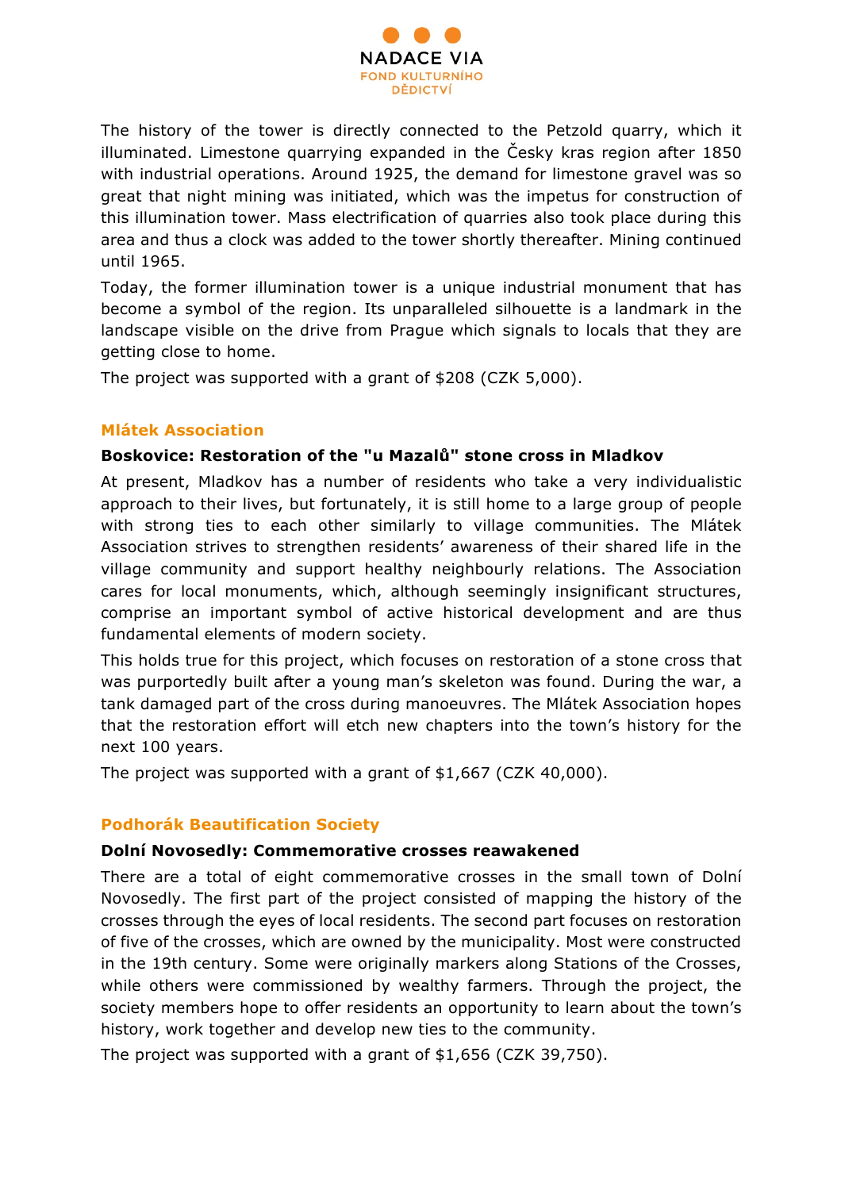The history of the tower is directly connected to the Petzold quarry, which it illuminated. Limestone quarrying expanded in the Česky kras region after 1850 with industrial operations. Around 1925, the demand for limestone gravel was so great that night mining was initiated, which was the impetus for construction of this illumination tower. Mass electrification of quarries also took place during this area and thus a clock was added to the tower shortly thereafter. Mining continued until 1965.

Today, the former illumination tower is a unique industrial monument that has become a symbol of the region. Its unparalleled silhouette is a landmark in the landscape visible on the drive from Prague which signals to locals that they are getting close to home.

The project was supported with a grant of $208 (CZK 5,000).

### Mlátek Association

**Boskovice: Restoration of the "u Mazalů" stone cross in Mladkov**

At present, Mladkov has a number of residents who take a very individualistic approach to their lives, but fortunately, it is still home to a large group of people with strong ties to each other similarly to village communities. The Mlátek Association strives to strengthen residents' awareness of their shared life in the village community and support healthy neighbourly relations. The Association cares for local monuments, which, although seemingly insignificant structures, comprise an important symbol of active historical development and are thus fundamental elements of modern society.

This holds true for this project, which focuses on restoration of a stone cross that was purportedly built after a young man's skeleton was found. During the war, a tank damaged part of the cross during manoeuvres. The Mlátek Association hopes that the restoration effort will etch new chapters into the town's history for the next 100 years.

The project was supported with a grant of $1,667 (CZK 40,000).

### Podhorák Beautification Society

**Dolní Novosedly: Commemorative crosses reawakened**

There are a total of eight commemorative crosses in the small town of Dolní Novosedly. The first part of the project consisted of mapping the history of the crosses through the eyes of local residents. The second part focuses on restoration of five of the crosses, which are owned by the municipality. Most were constructed in the 19th century. Some were originally markers along Stations of the Crosses, while others were commissioned by wealthy farmers. Through the project, the society members hope to offer residents an opportunity to learn about the town's history, work together and develop new ties to the community.

The project was supported with a grant of $1,656 (CZK 39,750).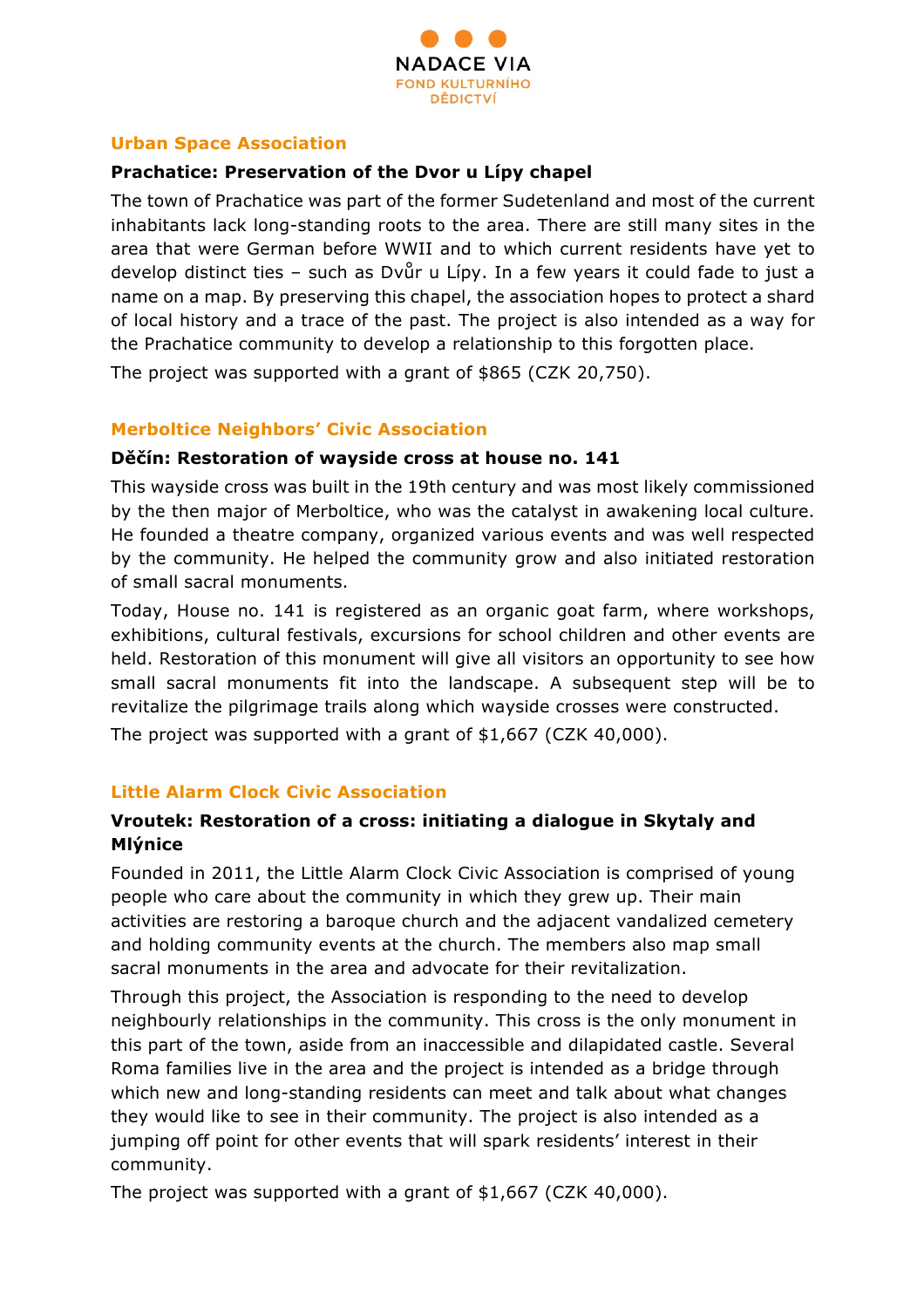## Urban Space Association

### Prachatice: Preservation of the Dvor u Lípy chapel

The town of Prachatice was part of the former Sudetenland and most of the current inhabitants lack long-standing roots to the area. There are still many sites in the area that were German before WWII and to which current residents have yet to develop distinct ties – such as Dvůr u Lípy. In a few years it could fade to just a name on a map. By preserving this chapel, the association hopes to protect a shard of local history and a trace of the past. The project is also intended as a way for the Prachatice community to develop a relationship to this forgotten place.

The project was supported with a grant of $865 (CZK 20,750).

## Merboltice Neighbors' Civic Association

### Děčín: Restoration of wayside cross at house no. 141

This wayside cross was built in the 19th century and was most likely commissioned by the then major of Merboltice, who was the catalyst in awakening local culture. He founded a theatre company, organized various events and was well respected by the community. He helped the community grow and also initiated restoration of small sacral monuments.

Today, House no. 141 is registered as an organic goat farm, where workshops, exhibitions, cultural festivals, excursions for school children and other events are held. Restoration of this monument will give all visitors an opportunity to see how small sacral monuments fit into the landscape. A subsequent step will be to revitalize the pilgrimage trails along which wayside crosses were constructed.

The project was supported with a grant of $1,667 (CZK 40,000).

## Little Alarm Clock Civic Association

### Vroutek: Restoration of a cross: initiating a dialogue in Skytaly and Mlýnice

Founded in 2011, the Little Alarm Clock Civic Association is comprised of young people who care about the community in which they grew up. Their main activities are restoring a baroque church and the adjacent vandalized cemetery and holding community events at the church. The members also map small sacral monuments in the area and advocate for their revitalization.

Through this project, the Association is responding to the need to develop neighbourly relationships in the community. This cross is the only monument in this part of the town, aside from an inaccessible and dilapidated castle. Several Roma families live in the area and the project is intended as a bridge through which new and long-standing residents can meet and talk about what changes they would like to see in their community. The project is also intended as a jumping off point for other events that will spark residents' interest in their community.

The project was supported with a grant of $1,667 (CZK 40,000).